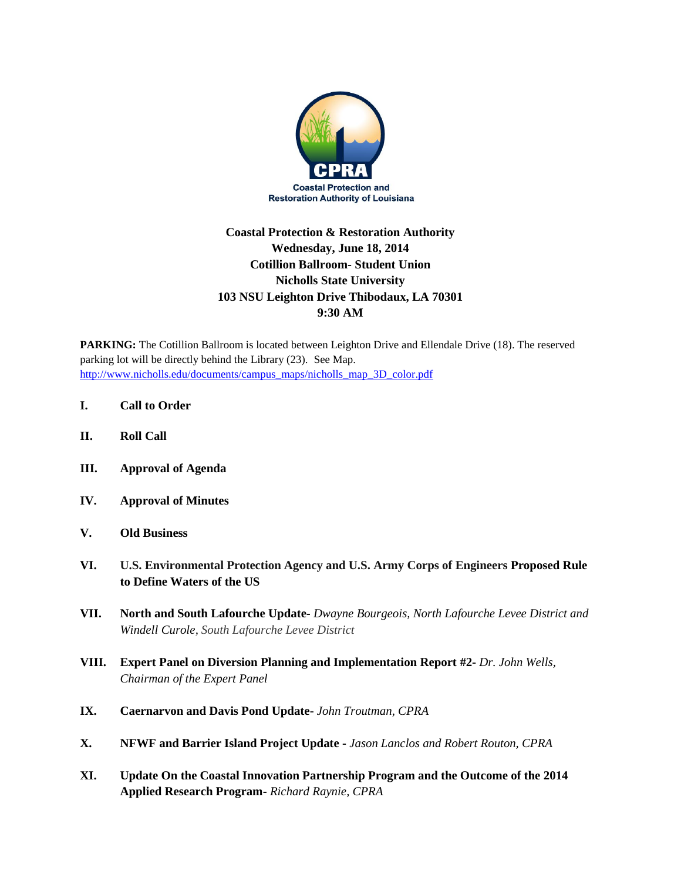CPRA

Coastal Protection and Restoration Authority of Louisiana

**Coastal Protection & Restoration Authority**
**Wednesday, June 18, 2014**
**Cotillion Ballroom- Student Union**
**Nicholls State University**
**103 NSU Leighton Drive Thibodaux, LA 70301**
**9:30 AM**

**PARKING:** The Cotillion Ballroom is located between Leighton Drive and Ellendale Drive (18). The reserved parking lot will be directly behind the Library (23). See Map. http://www.nicholls.edu/documents/campus_maps/nicholls_map_3D_color.pdf

**I. Call to Order**

**II. Roll Call**

**III. Approval of Agenda**

**IV. Approval of Minutes**

**V. Old Business**

**VI. U.S. Environmental Protection Agency and U.S. Army Corps of Engineers Proposed Rule to Define Waters of the US**

**VII. North and South Lafourche Update-** *Dwayne Bourgeois, North Lafourche Levee District and Windell Curole, South Lafourche Levee District*

**VIII. Expert Panel on Diversion Planning and Implementation Report #2-** *Dr. John Wells, Chairman of the Expert Panel*

**IX. Caernarvon and Davis Pond Update-** *John Troutman, CPRA*

**X. NFWF and Barrier Island Project Update** - *Jason Lanclos and Robert Routon, CPRA*

**XI. Update On the Coastal Innovation Partnership Program and the Outcome of the 2014 Applied Research Program-** *Richard Raynie, CPRA*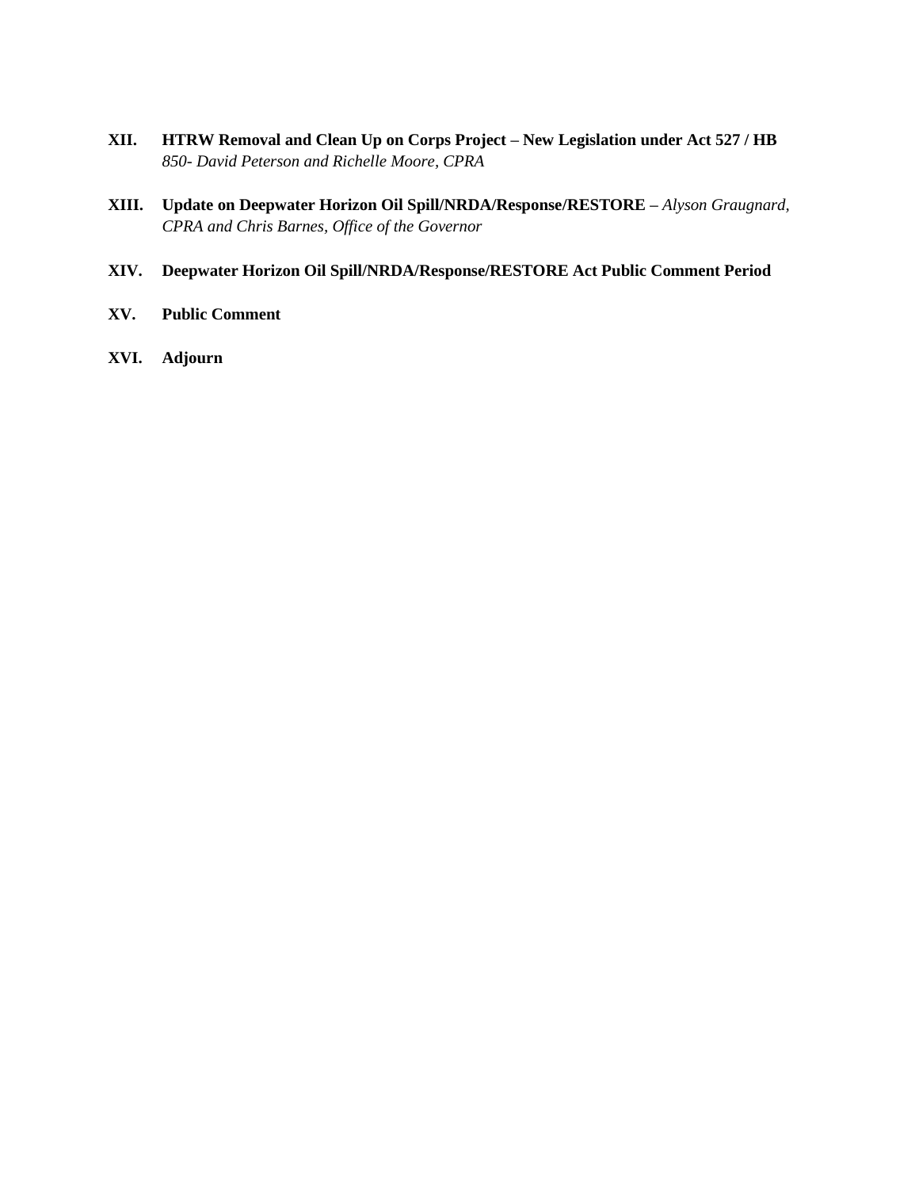**XII. HTRW Removal and Clean Up on Corps Project – New Legislation under Act 527 / HB** *850- David Peterson and Richelle Moore, CPRA*

**XIII. Update on Deepwater Horizon Oil Spill/NRDA/Response/RESTORE** – *Alyson Graugnard, CPRA and Chris Barnes, Office of the Governor*

**XIV. Deepwater Horizon Oil Spill/NRDA/Response/RESTORE Act Public Comment Period**

**XV. Public Comment**

**XVI. Adjourn**